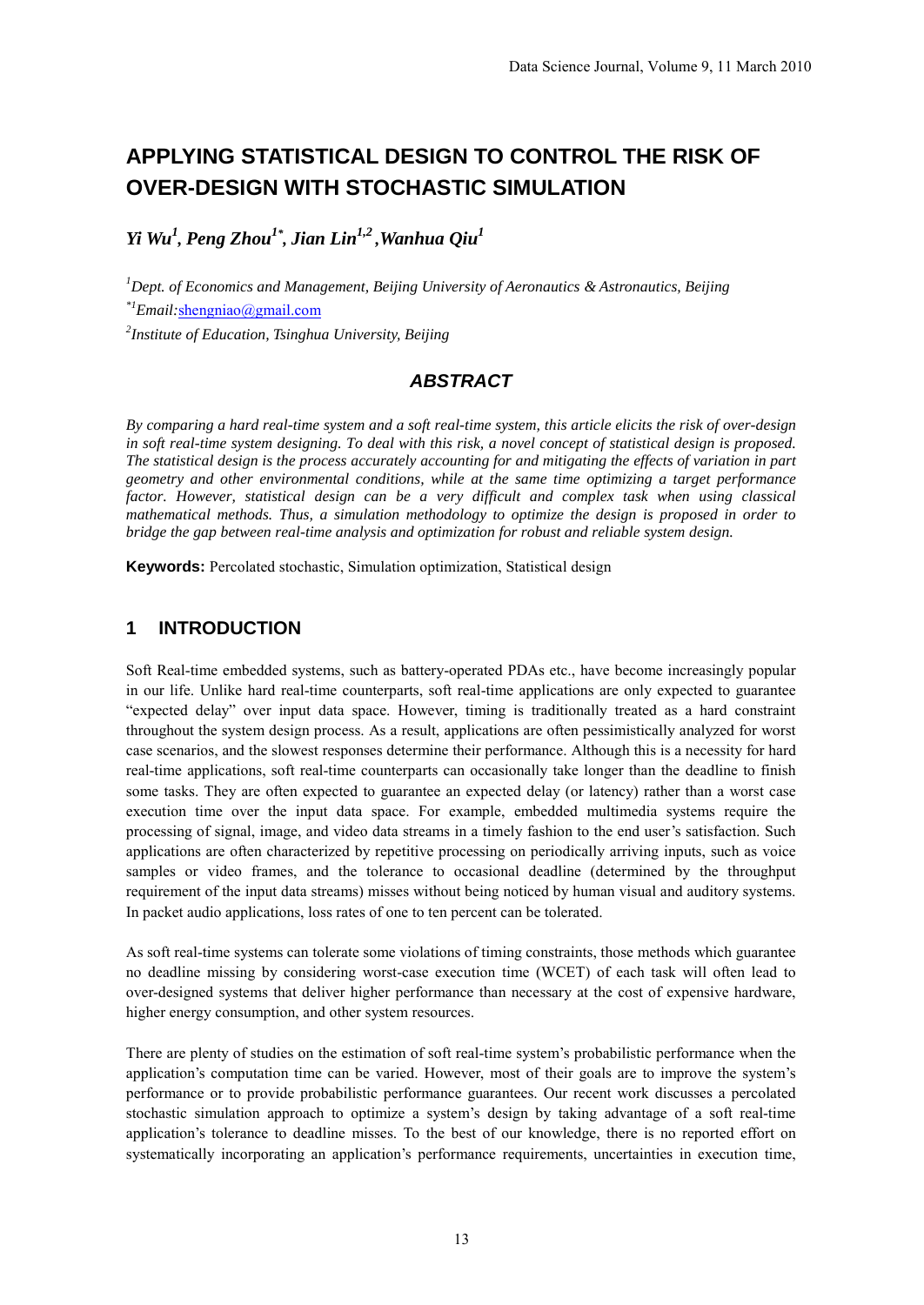# APPLYING STATISTICAL DESIGN TO CONTROL THE RISK OF OVER-DESIGN WITH STOCHASTIC SIMULATION

***Yi Wu[1], Peng Zhou[1*], Jian Lin[1,2], Wanhua Qiu[1]***

[1]*Dept. of Economics and Management, Beijing University of Aeronautics & Astronautics, Beijing*

[*1]*Email:*shengniao@gmail.com

[2]*Institute of Education, Tsinghua University, Beijing*

## *ABSTRACT*

*By comparing a hard real-time system and a soft real-time system, this article elicits the risk of over-design in soft real-time system designing. To deal with this risk, a novel concept of statistical design is proposed. The statistical design is the process accurately accounting for and mitigating the effects of variation in part geometry and other environmental conditions, while at the same time optimizing a target performance factor. However, statistical design can be a very difficult and complex task when using classical mathematical methods. Thus, a simulation methodology to optimize the design is proposed in order to bridge the gap between real-time analysis and optimization for robust and reliable system design.*

**Keywords:** Percolated stochastic, Simulation optimization, Statistical design

## 1 INTRODUCTION

Soft Real-time embedded systems, such as battery-operated PDAs etc., have become increasingly popular in our life. Unlike hard real-time counterparts, soft real-time applications are only expected to guarantee "expected delay" over input data space. However, timing is traditionally treated as a hard constraint throughout the system design process. As a result, applications are often pessimistically analyzed for worst case scenarios, and the slowest responses determine their performance. Although this is a necessity for hard real-time applications, soft real-time counterparts can occasionally take longer than the deadline to finish some tasks. They are often expected to guarantee an expected delay (or latency) rather than a worst case execution time over the input data space. For example, embedded multimedia systems require the processing of signal, image, and video data streams in a timely fashion to the end user's satisfaction. Such applications are often characterized by repetitive processing on periodically arriving inputs, such as voice samples or video frames, and the tolerance to occasional deadline (determined by the throughput requirement of the input data streams) misses without being noticed by human visual and auditory systems. In packet audio applications, loss rates of one to ten percent can be tolerated.

As soft real-time systems can tolerate some violations of timing constraints, those methods which guarantee no deadline missing by considering worst-case execution time (WCET) of each task will often lead to over-designed systems that deliver higher performance than necessary at the cost of expensive hardware, higher energy consumption, and other system resources.

There are plenty of studies on the estimation of soft real-time system's probabilistic performance when the application's computation time can be varied. However, most of their goals are to improve the system's performance or to provide probabilistic performance guarantees. Our recent work discusses a percolated stochastic simulation approach to optimize a system's design by taking advantage of a soft real-time application's tolerance to deadline misses. To the best of our knowledge, there is no reported effort on systematically incorporating an application's performance requirements, uncertainties in execution time,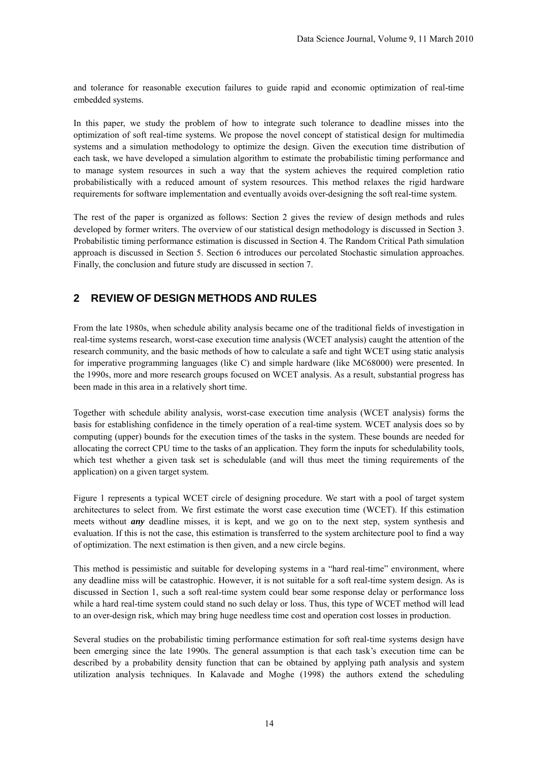and tolerance for reasonable execution failures to guide rapid and economic optimization of real-time embedded systems.

In this paper, we study the problem of how to integrate such tolerance to deadline misses into the optimization of soft real-time systems. We propose the novel concept of statistical design for multimedia systems and a simulation methodology to optimize the design. Given the execution time distribution of each task, we have developed a simulation algorithm to estimate the probabilistic timing performance and to manage system resources in such a way that the system achieves the required completion ratio probabilistically with a reduced amount of system resources. This method relaxes the rigid hardware requirements for software implementation and eventually avoids over-designing the soft real-time system.

The rest of the paper is organized as follows: Section 2 gives the review of design methods and rules developed by former writers. The overview of our statistical design methodology is discussed in Section 3. Probabilistic timing performance estimation is discussed in Section 4. The Random Critical Path simulation approach is discussed in Section 5. Section 6 introduces our percolated Stochastic simulation approaches. Finally, the conclusion and future study are discussed in section 7.

## 2 REVIEW OF DESIGN METHODS AND RULES

From the late 1980s, when schedule ability analysis became one of the traditional fields of investigation in real-time systems research, worst-case execution time analysis (WCET analysis) caught the attention of the research community, and the basic methods of how to calculate a safe and tight WCET using static analysis for imperative programming languages (like C) and simple hardware (like MC68000) were presented. In the 1990s, more and more research groups focused on WCET analysis. As a result, substantial progress has been made in this area in a relatively short time.

Together with schedule ability analysis, worst-case execution time analysis (WCET analysis) forms the basis for establishing confidence in the timely operation of a real-time system. WCET analysis does so by computing (upper) bounds for the execution times of the tasks in the system. These bounds are needed for allocating the correct CPU time to the tasks of an application. They form the inputs for schedulability tools, which test whether a given task set is schedulable (and will thus meet the timing requirements of the application) on a given target system.

Figure 1 represents a typical WCET circle of designing procedure. We start with a pool of target system architectures to select from. We first estimate the worst case execution time (WCET). If this estimation meets without ***any*** deadline misses, it is kept, and we go on to the next step, system synthesis and evaluation. If this is not the case, this estimation is transferred to the system architecture pool to find a way of optimization. The next estimation is then given, and a new circle begins.

This method is pessimistic and suitable for developing systems in a "hard real-time" environment, where any deadline miss will be catastrophic. However, it is not suitable for a soft real-time system design. As is discussed in Section 1, such a soft real-time system could bear some response delay or performance loss while a hard real-time system could stand no such delay or loss. Thus, this type of WCET method will lead to an over-design risk, which may bring huge needless time cost and operation cost losses in production.

Several studies on the probabilistic timing performance estimation for soft real-time systems design have been emerging since the late 1990s. The general assumption is that each task's execution time can be described by a probability density function that can be obtained by applying path analysis and system utilization analysis techniques. In Kalavade and Moghe (1998) the authors extend the scheduling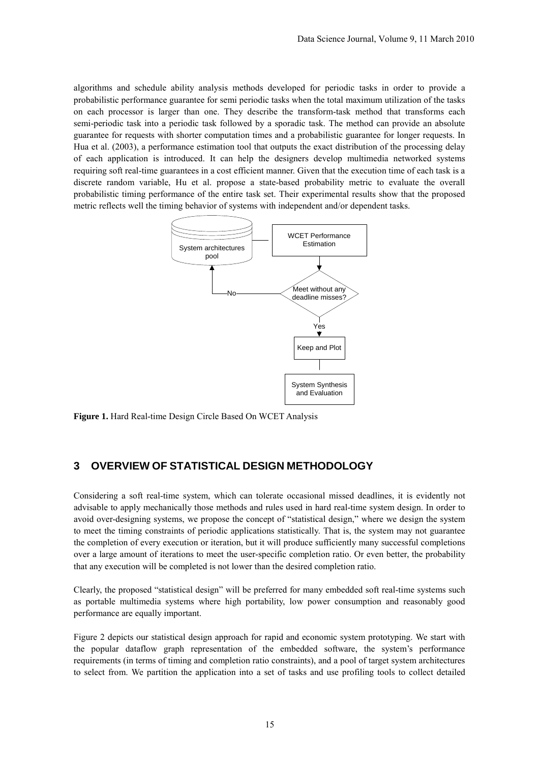algorithms and schedule ability analysis methods developed for periodic tasks in order to provide a probabilistic performance guarantee for semi periodic tasks when the total maximum utilization of the tasks on each processor is larger than one. They describe the transform-task method that transforms each semi-periodic task into a periodic task followed by a sporadic task. The method can provide an absolute guarantee for requests with shorter computation times and a probabilistic guarantee for longer requests. In Hua et al. (2003), a performance estimation tool that outputs the exact distribution of the processing delay of each application is introduced. It can help the designers develop multimedia networked systems requiring soft real-time guarantees in a cost efficient manner. Given that the execution time of each task is a discrete random variable, Hu et al. propose a state-based probability metric to evaluate the overall probabilistic timing performance of the entire task set. Their experimental results show that the proposed metric reflects well the timing behavior of systems with independent and/or dependent tasks.

System architectures pool

WCET Performance Estimation

Meet without any deadline misses?

No

Yes

Keep and Plot

System Synthesis and Evaluation

**Figure 1.** Hard Real-time Design Circle Based On WCET Analysis

## 3 OVERVIEW OF STATISTICAL DESIGN METHODOLOGY

Considering a soft real-time system, which can tolerate occasional missed deadlines, it is evidently not advisable to apply mechanically those methods and rules used in hard real-time system design. In order to avoid over-designing systems, we propose the concept of "statistical design," where we design the system to meet the timing constraints of periodic applications statistically. That is, the system may not guarantee the completion of every execution or iteration, but it will produce sufficiently many successful completions over a large amount of iterations to meet the user-specific completion ratio. Or even better, the probability that any execution will be completed is not lower than the desired completion ratio.

Clearly, the proposed "statistical design" will be preferred for many embedded soft real-time systems such as portable multimedia systems where high portability, low power consumption and reasonably good performance are equally important.

Figure 2 depicts our statistical design approach for rapid and economic system prototyping. We start with the popular dataflow graph representation of the embedded software, the system's performance requirements (in terms of timing and completion ratio constraints), and a pool of target system architectures to select from. We partition the application into a set of tasks and use profiling tools to collect detailed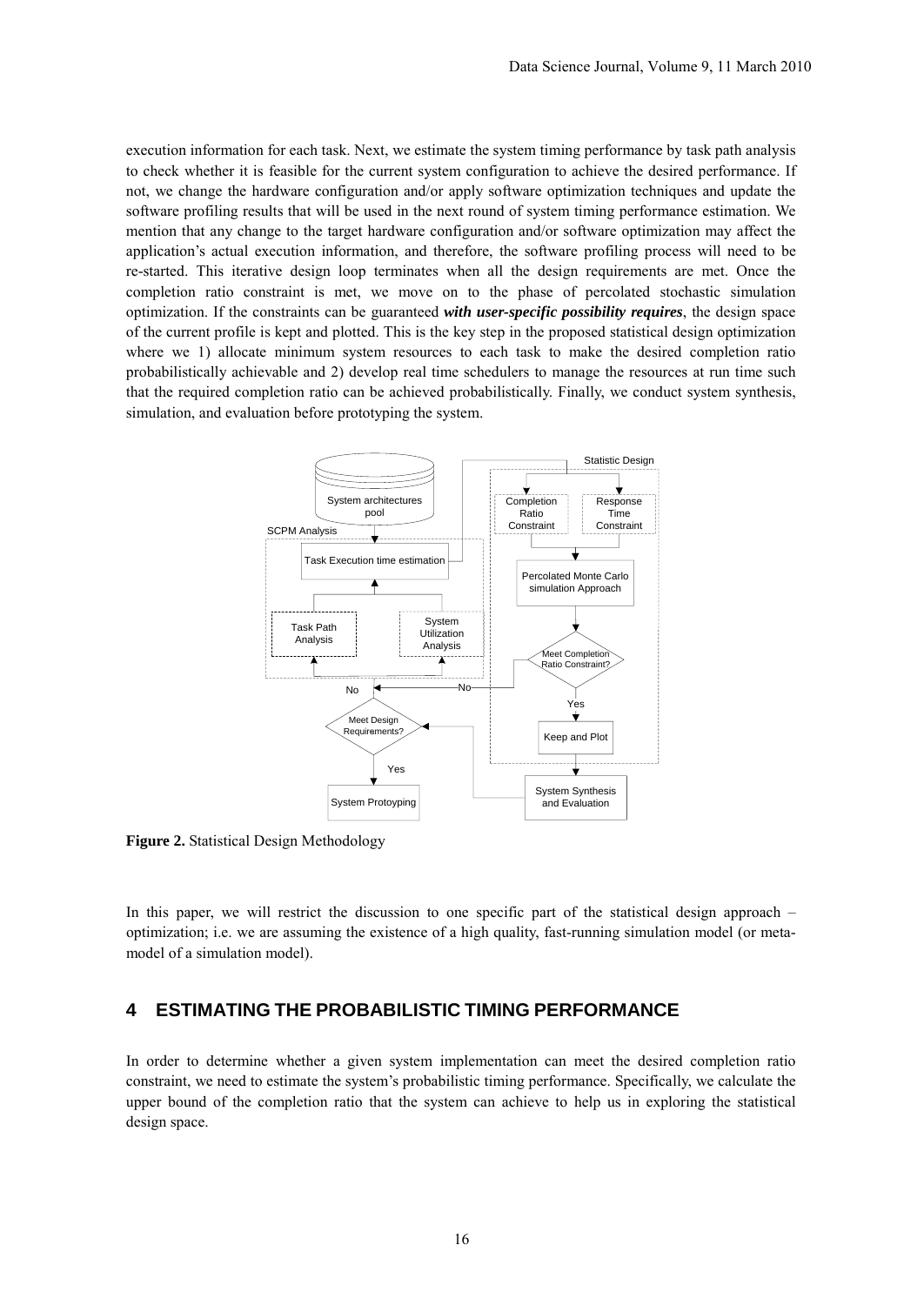execution information for each task. Next, we estimate the system timing performance by task path analysis to check whether it is feasible for the current system configuration to achieve the desired performance. If not, we change the hardware configuration and/or apply software optimization techniques and update the software profiling results that will be used in the next round of system timing performance estimation. We mention that any change to the target hardware configuration and/or software optimization may affect the application's actual execution information, and therefore, the software profiling process will need to be re-started. This iterative design loop terminates when all the design requirements are met. Once the completion ratio constraint is met, we move on to the phase of percolated stochastic simulation optimization. If the constraints can be guaranteed ***with user-specific possibility requires***, the design space of the current profile is kept and plotted. This is the key step in the proposed statistical design optimization where we 1) allocate minimum system resources to each task to make the desired completion ratio probabilistically achievable and 2) develop real time schedulers to manage the resources at run time such that the required completion ratio can be achieved probabilistically. Finally, we conduct system synthesis, simulation, and evaluation before prototyping the system.

**Figure 2.** Statistical Design Methodology

In this paper, we will restrict the discussion to one specific part of the statistical design approach – optimization; i.e. we are assuming the existence of a high quality, fast-running simulation model (or meta-model of a simulation model).

## 4 ESTIMATING THE PROBABILISTIC TIMING PERFORMANCE

In order to determine whether a given system implementation can meet the desired completion ratio constraint, we need to estimate the system's probabilistic timing performance. Specifically, we calculate the upper bound of the completion ratio that the system can achieve to help us in exploring the statistical design space.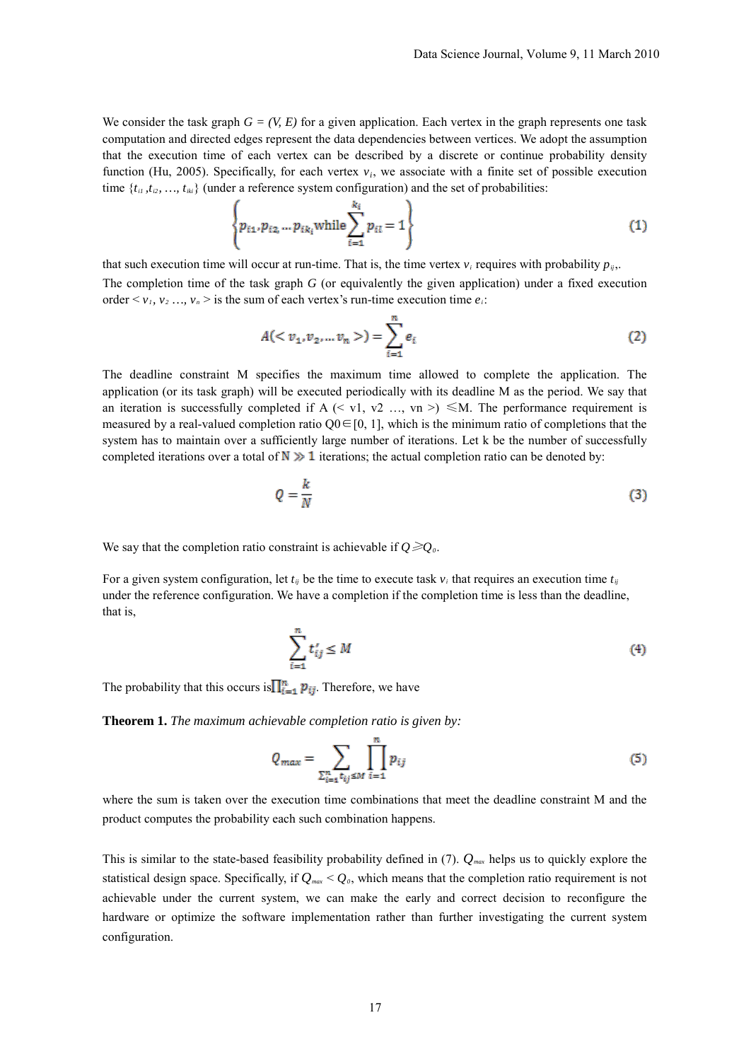We consider the task graph $G = (V, E)$ for a given application. Each vertex in the graph represents one task computation and directed edges represent the data dependencies between vertices. We adopt the assumption that the execution time of each vertex can be described by a discrete or continue probability density function (Hu, 2005). Specifically, for each vertex $v_i$, we associate with a finite set of possible execution time $\{t_{i1}, t_{i2}, \ldots, t_{ik_i}\}$ (under a reference system configuration) and the set of probabilities:

$$\left\{ p_{i1}, p_{i2}, \ldots p_{ik_i} \text{ while } \sum_{l=1}^{k_i} p_{il} = 1 \right\} \tag{1}$$

that such execution time will occur at run-time. That is, the time vertex $v_i$ requires with probability $p_{ij}$.

The completion time of the task graph $G$ (or equivalently the given application) under a fixed execution order $< v_1, v_2 \ldots, v_n >$ is the sum of each vertex's run-time execution time $e_i$:

$$A(< v_1, v_2, \ldots v_n >) = \sum_{i=1}^{n} e_i \tag{2}$$

The deadline constraint M specifies the maximum time allowed to complete the application. The application (or its task graph) will be executed periodically with its deadline M as the period. We say that an iteration is successfully completed if A (< v1, v2 …, vn >) ≤M. The performance requirement is measured by a real-valued completion ratio Q0∈[0, 1], which is the minimum ratio of completions that the system has to maintain over a sufficiently large number of iterations. Let k be the number of successfully completed iterations over a total of $N \gg 1$ iterations; the actual completion ratio can be denoted by:

$$Q = \frac{k}{N} \tag{3}$$

We say that the completion ratio constraint is achievable if $Q \geqslant Q_0$.

For a given system configuration, let $t_{ij}$ be the time to execute task $v_i$ that requires an execution time $t_{ij}$ under the reference configuration. We have a completion if the completion time is less than the deadline, that is,

$$\sum_{i=1}^{n} t'_{ij} \leq M \tag{4}$$

The probability that this occurs is $\prod_{i=1}^{n} p_{ij}$. Therefore, we have

**Theorem 1.** *The maximum achievable completion ratio is given by:*

$$Q_{max} = \sum_{\sum_{i=1}^{n} t_{ij} \leq M} \prod_{i=1}^{n} p_{ij} \tag{5}$$

where the sum is taken over the execution time combinations that meet the deadline constraint M and the product computes the probability each such combination happens.

This is similar to the state-based feasibility probability defined in (7). $Q_{max}$ helps us to quickly explore the statistical design space. Specifically, if $Q_{max} < Q_0$, which means that the completion ratio requirement is not achievable under the current system, we can make the early and correct decision to reconfigure the hardware or optimize the software implementation rather than further investigating the current system configuration.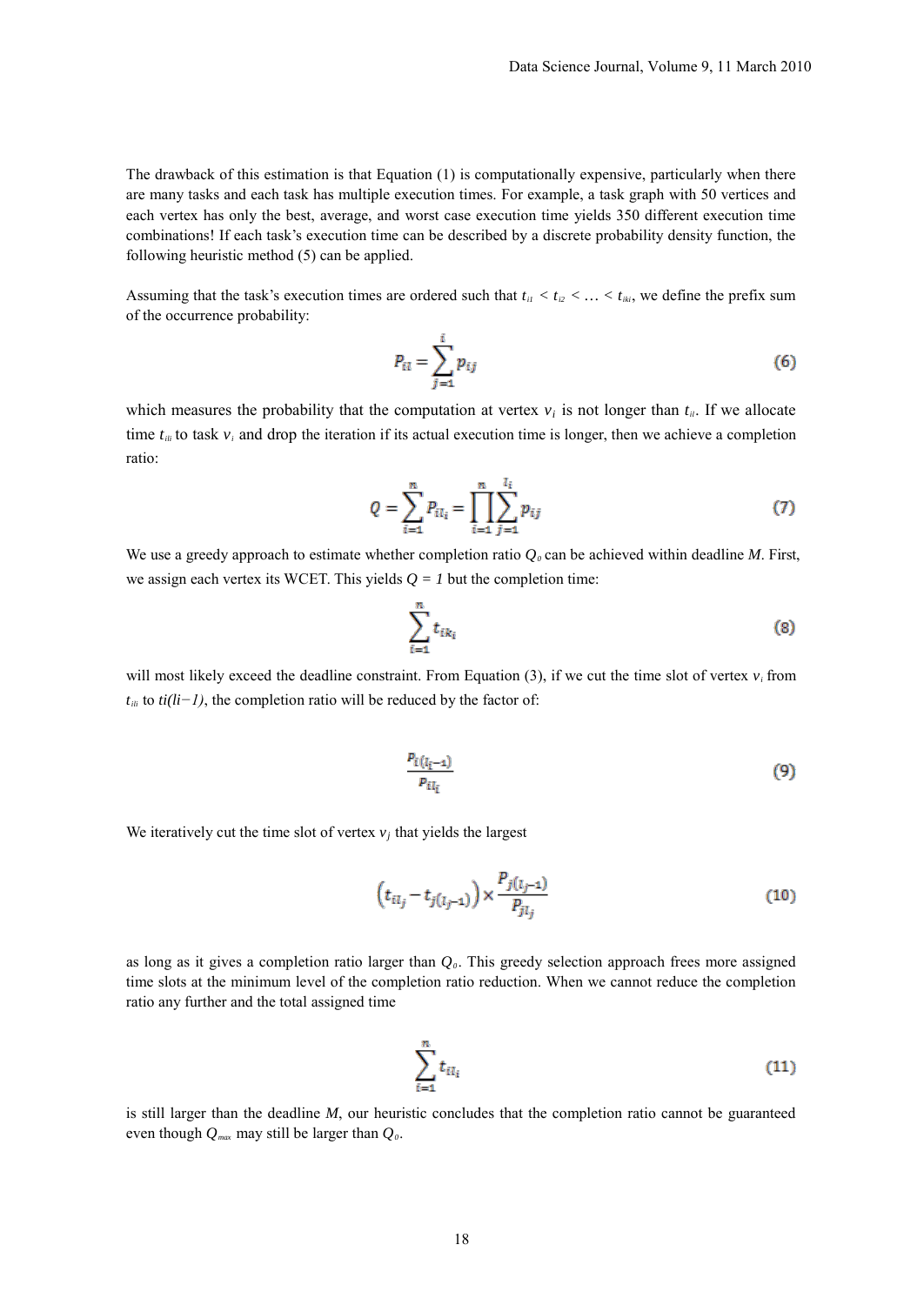The drawback of this estimation is that Equation (1) is computationally expensive, particularly when there are many tasks and each task has multiple execution times. For example, a task graph with 50 vertices and each vertex has only the best, average, and worst case execution time yields 350 different execution time combinations! If each task's execution time can be described by a discrete probability density function, the following heuristic method (5) can be applied.

Assuming that the task's execution times are ordered such that $t_{i1} < t_{i2} < \ldots < t_{iki}$, we define the prefix sum of the occurrence probability:

$$P_{il} = \sum_{j=1}^{l} p_{ij} \tag{6}$$

which measures the probability that the computation at vertex $v_i$ is not longer than $t_{il}$. If we allocate time $t_{ili}$ to task $v_i$ and drop the iteration if its actual execution time is longer, then we achieve a completion ratio:

$$Q = \sum_{i=1}^{n} P_{il_i} = \prod_{i=1}^{n} \sum_{j=1}^{l_i} p_{ij} \tag{7}$$

We use a greedy approach to estimate whether completion ratio $Q_0$ can be achieved within deadline $M$. First, we assign each vertex its WCET. This yields $Q = 1$ but the completion time:

$$\sum_{i=1}^{n} t_{ik_i} \tag{8}$$

will most likely exceed the deadline constraint. From Equation (3), if we cut the time slot of vertex $v_i$ from $t_{ili}$ to $ti(li-1)$, the completion ratio will be reduced by the factor of:

$$\frac{P_{i(l_i-1)}}{P_{il_i}} \tag{9}$$

We iteratively cut the time slot of vertex $v_j$ that yields the largest

$$\left(t_{il_j} - t_{j(l_j-1)}\right) \times \frac{P_{j(l_j-1)}}{P_{jl_j}} \tag{10}$$

as long as it gives a completion ratio larger than $Q_0$. This greedy selection approach frees more assigned time slots at the minimum level of the completion ratio reduction. When we cannot reduce the completion ratio any further and the total assigned time

$$\sum_{i=1}^{n} t_{il_i} \tag{11}$$

is still larger than the deadline $M$, our heuristic concludes that the completion ratio cannot be guaranteed even though $Q_{max}$ may still be larger than $Q_0$.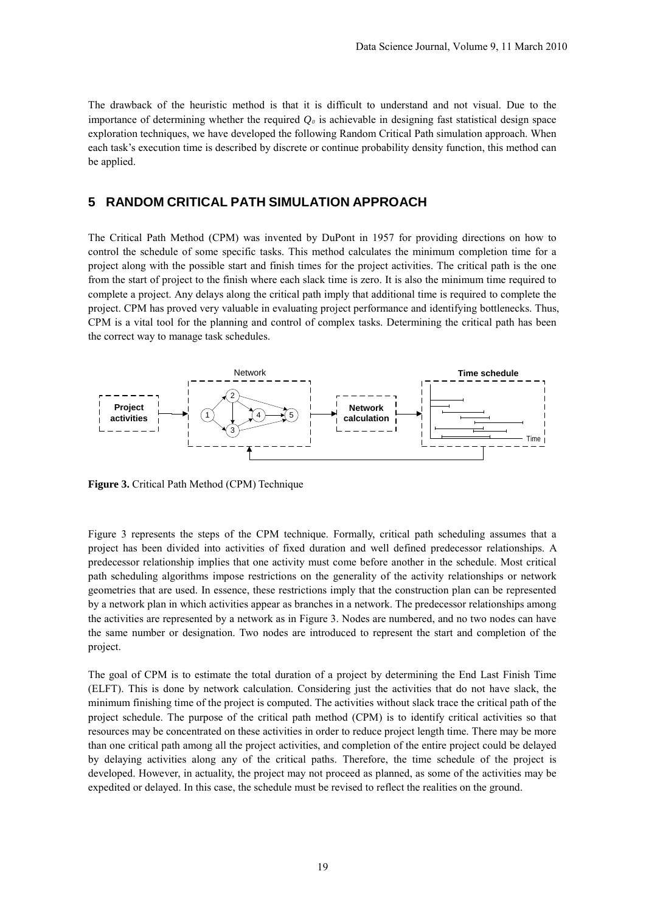The drawback of the heuristic method is that it is difficult to understand and not visual. Due to the importance of determining whether the required $Q_0$ is achievable in designing fast statistical design space exploration techniques, we have developed the following Random Critical Path simulation approach. When each task's execution time is described by discrete or continue probability density function, this method can be applied.

## 5 RANDOM CRITICAL PATH SIMULATION APPROACH

The Critical Path Method (CPM) was invented by DuPont in 1957 for providing directions on how to control the schedule of some specific tasks. This method calculates the minimum completion time for a project along with the possible start and finish times for the project activities. The critical path is the one from the start of project to the finish where each slack time is zero. It is also the minimum time required to complete a project. Any delays along the critical path imply that additional time is required to complete the project. CPM has proved very valuable in evaluating project performance and identifying bottlenecks. Thus, CPM is a vital tool for the planning and control of complex tasks. Determining the critical path has been the correct way to manage task schedules.

Project activities

Network

1 2 3 4 5

Network calculation

Time schedule

Time

**Figure 3.** Critical Path Method (CPM) Technique

Figure 3 represents the steps of the CPM technique. Formally, critical path scheduling assumes that a project has been divided into activities of fixed duration and well defined predecessor relationships. A predecessor relationship implies that one activity must come before another in the schedule. Most critical path scheduling algorithms impose restrictions on the generality of the activity relationships or network geometries that are used. In essence, these restrictions imply that the construction plan can be represented by a network plan in which activities appear as branches in a network. The predecessor relationships among the activities are represented by a network as in Figure 3. Nodes are numbered, and no two nodes can have the same number or designation. Two nodes are introduced to represent the start and completion of the project.

The goal of CPM is to estimate the total duration of a project by determining the End Last Finish Time (ELFT). This is done by network calculation. Considering just the activities that do not have slack, the minimum finishing time of the project is computed. The activities without slack trace the critical path of the project schedule. The purpose of the critical path method (CPM) is to identify critical activities so that resources may be concentrated on these activities in order to reduce project length time. There may be more than one critical path among all the project activities, and completion of the entire project could be delayed by delaying activities along any of the critical paths. Therefore, the time schedule of the project is developed. However, in actuality, the project may not proceed as planned, as some of the activities may be expedited or delayed. In this case, the schedule must be revised to reflect the realities on the ground.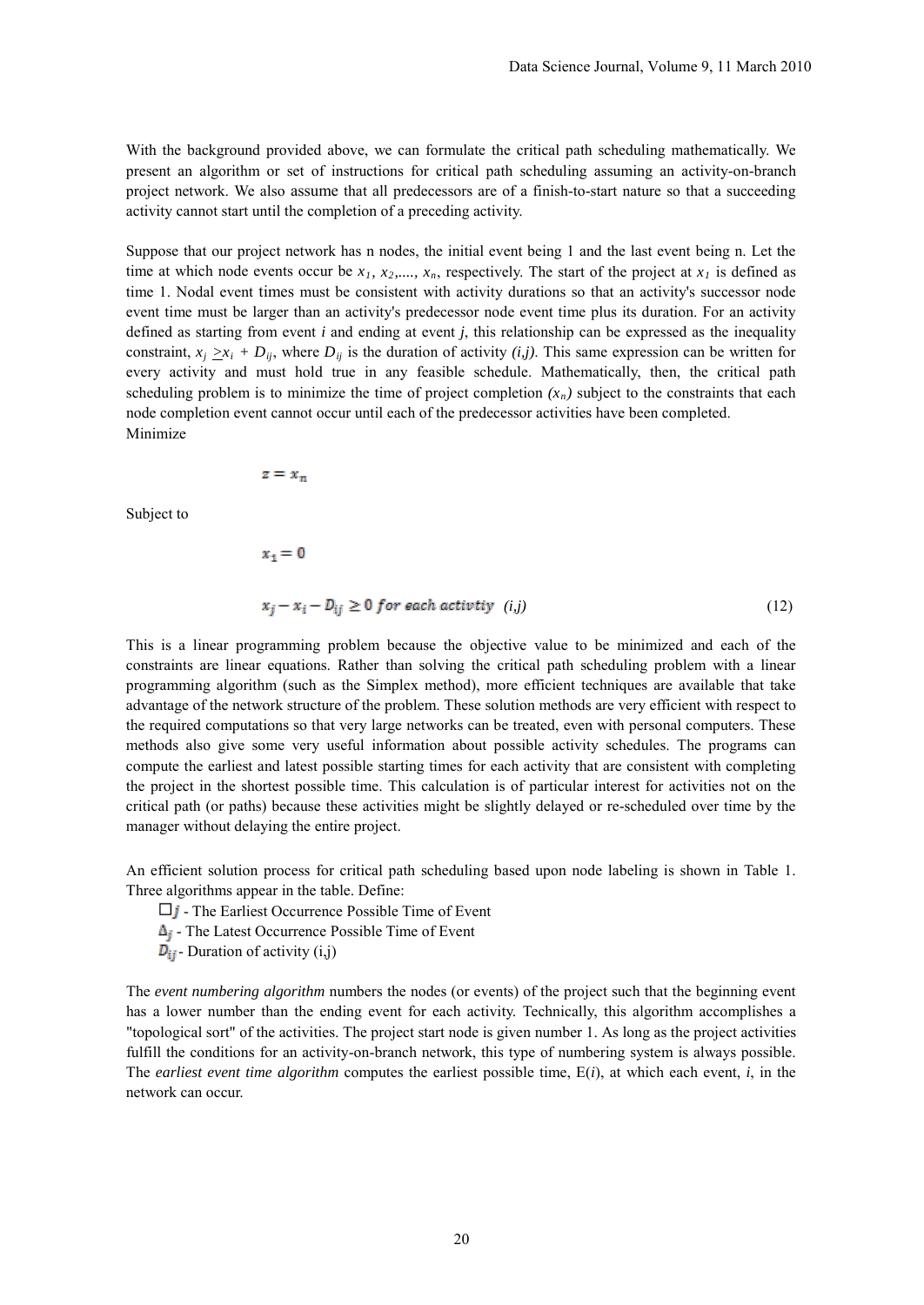With the background provided above, we can formulate the critical path scheduling mathematically. We present an algorithm or set of instructions for critical path scheduling assuming an activity-on-branch project network. We also assume that all predecessors are of a finish-to-start nature so that a succeeding activity cannot start until the completion of a preceding activity.

Suppose that our project network has n nodes, the initial event being 1 and the last event being n. Let the time at which node events occur be $x_1, x_2,...., x_n$, respectively. The start of the project at $x_1$ is defined as time 1. Nodal event times must be consistent with activity durations so that an activity's successor node event time must be larger than an activity's predecessor node event time plus its duration. For an activity defined as starting from event $i$ and ending at event $j$, this relationship can be expressed as the inequality constraint, $x_j \geq x_i + D_{ij}$, where $D_{ij}$ is the duration of activity $(i,j)$. This same expression can be written for every activity and must hold true in any feasible schedule. Mathematically, then, the critical path scheduling problem is to minimize the time of project completion $(x_n)$ subject to the constraints that each node completion event cannot occur until each of the predecessor activities have been completed.
Minimize

$$z = x_n$$

Subject to

$$x_1 = 0$$

$$x_j - x_i - D_{ij} \geq 0 \text{ for each activtiy } (i,j) \tag{12}$$

This is a linear programming problem because the objective value to be minimized and each of the constraints are linear equations. Rather than solving the critical path scheduling problem with a linear programming algorithm (such as the Simplex method), more efficient techniques are available that take advantage of the network structure of the problem. These solution methods are very efficient with respect to the required computations so that very large networks can be treated, even with personal computers. These methods also give some very useful information about possible activity schedules. The programs can compute the earliest and latest possible starting times for each activity that are consistent with completing the project in the shortest possible time. This calculation is of particular interest for activities not on the critical path (or paths) because these activities might be slightly delayed or re-scheduled over time by the manager without delaying the entire project.

An efficient solution process for critical path scheduling based upon node labeling is shown in Table 1. Three algorithms appear in the table. Define:

$\square_j$ - The Earliest Occurrence Possible Time of Event
$\Delta_j$ - The Latest Occurrence Possible Time of Event
$D_{ij}$ - Duration of activity (i,j)

The *event numbering algorithm* numbers the nodes (or events) of the project such that the beginning event has a lower number than the ending event for each activity. Technically, this algorithm accomplishes a "topological sort" of the activities. The project start node is given number 1. As long as the project activities fulfill the conditions for an activity-on-branch network, this type of numbering system is always possible. The *earliest event time algorithm* computes the earliest possible time, E($i$), at which each event, $i$, in the network can occur.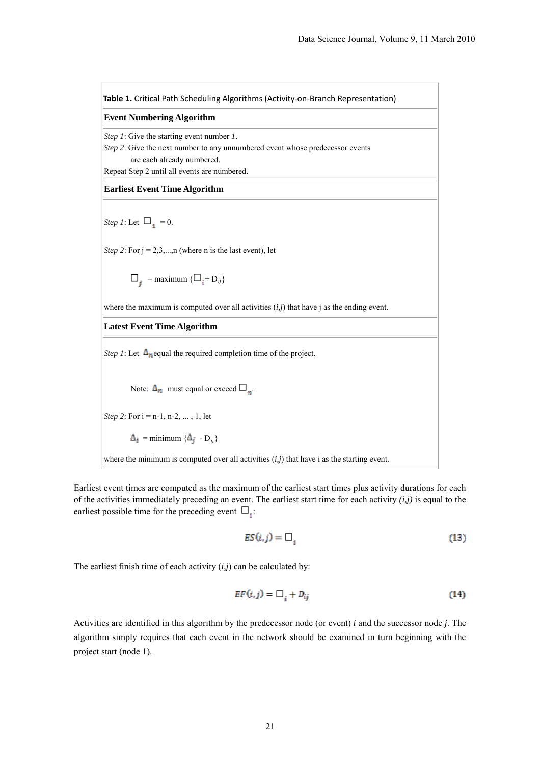**Table 1.** Critical Path Scheduling Algorithms (Activity-on-Branch Representation)

**Event Numbering Algorithm**

*Step 1*: Give the starting event number *1*.
*Step 2*: Give the next number to any unnumbered event whose predecessor events are each already numbered.
Repeat Step 2 until all events are numbered.

**Earliest Event Time Algorithm**

*Step 1*: Let $\square_1 = 0$.

*Step 2*: For j = 2,3,...,n (where n is the last event), let

$$\square_j = \text{maximum } \{\square_i + D_{ij}\}$$

where the maximum is computed over all activities ($i$,$j$) that have j as the ending event.

**Latest Event Time Algorithm**

*Step 1*: Let $\Delta_n$ equal the required completion time of the project.

Note: $\Delta_n$ must equal or exceed $\square_n$.

*Step 2*: For i = n-1, n-2, ... , 1, let

$$\Delta_i = \text{minimum } \{\Delta_j - D_{ij}\}$$

where the minimum is computed over all activities ($i$,$j$) that have i as the starting event.

Earliest event times are computed as the maximum of the earliest start times plus activity durations for each of the activities immediately preceding an event. The earliest start time for each activity *(i,j)* is equal to the earliest possible time for the preceding event $\square_i$:

$$ES(i,j) = \square_i \tag{13}$$

The earliest finish time of each activity ($i$,$j$) can be calculated by:

$$EF(i,j) = \square_i + D_{ij} \tag{14}$$

Activities are identified in this algorithm by the predecessor node (or event) *i* and the successor node *j*. The algorithm simply requires that each event in the network should be examined in turn beginning with the project start (node 1).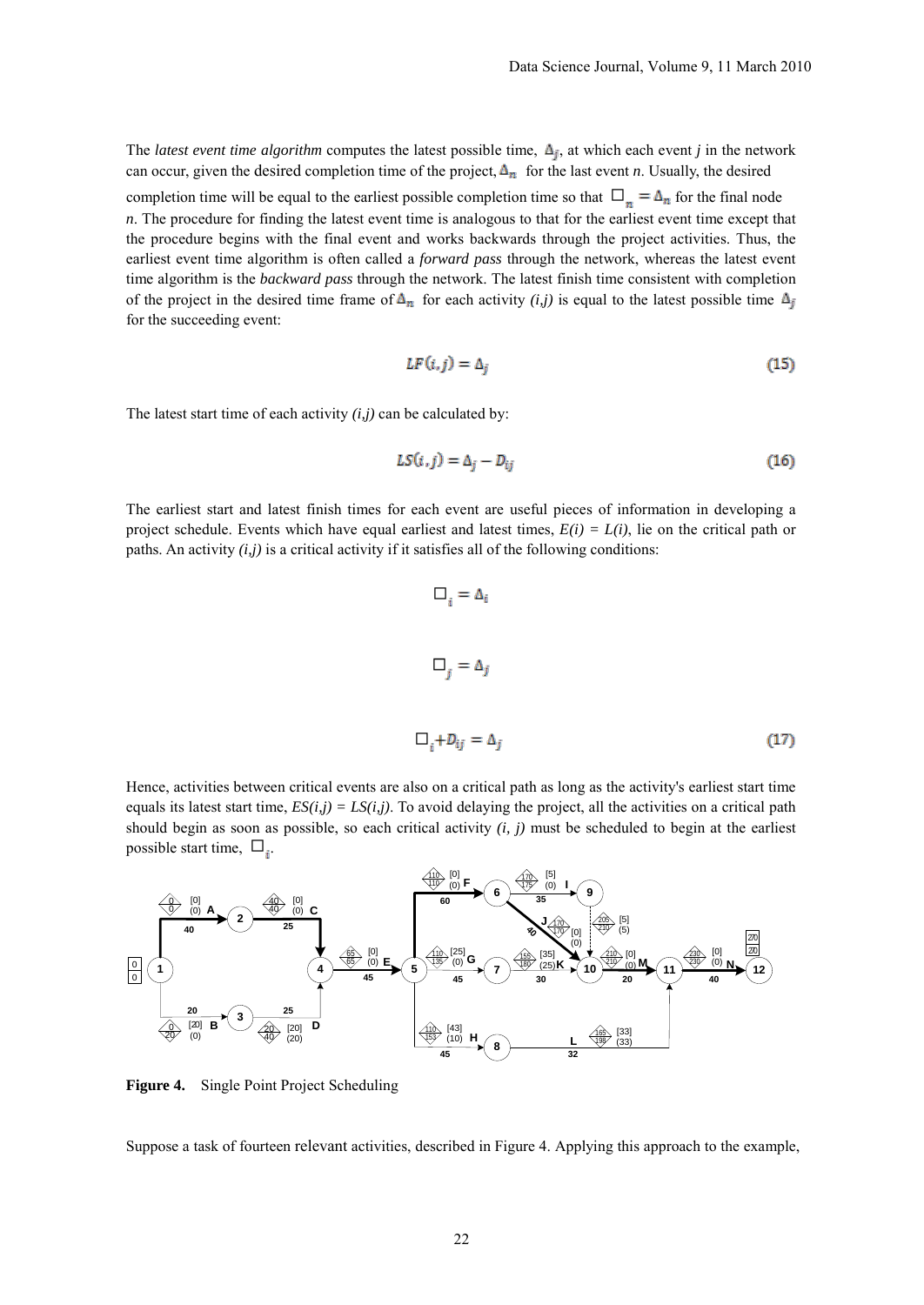The *latest event time algorithm* computes the latest possible time, $\Delta_j$, at which each event *j* in the network can occur, given the desired completion time of the project, $\Delta_n$ for the last event *n*. Usually, the desired completion time will be equal to the earliest possible completion time so that $\square_n = \Delta_n$ for the final node *n*. The procedure for finding the latest event time is analogous to that for the earliest event time except that the procedure begins with the final event and works backwards through the project activities. Thus, the earliest event time algorithm is often called a *forward pass* through the network, whereas the latest event time algorithm is the *backward pass* through the network. The latest finish time consistent with completion of the project in the desired time frame of $\Delta_n$ for each activity *(i,j)* is equal to the latest possible time $\Delta_j$ for the succeeding event:

$$LF(i,j) = \Delta_j \tag{15}$$

The latest start time of each activity *(i,j)* can be calculated by:

$$LS(i,j) = \Delta_j - D_{ij} \tag{16}$$

The earliest start and latest finish times for each event are useful pieces of information in developing a project schedule. Events which have equal earliest and latest times, *E(i) = L(i)*, lie on the critical path or paths. An activity *(i,j)* is a critical activity if it satisfies all of the following conditions:

$$\square_i = \Delta_i$$

$$\square_j = \Delta_j$$

$$\square_i + D_{ij} = \Delta_j \tag{17}$$

Hence, activities between critical events are also on a critical path as long as the activity's earliest start time equals its latest start time, *ES(i,j) = LS(i,j)*. To avoid delaying the project, all the activities on a critical path should begin as soon as possible, so each critical activity *(i, j)* must be scheduled to begin at the earliest possible start time, $\square_i$.

0 0 [0] (0) A 40
40 40 [0] (0) C 25
0 20 [20] (0) B 20
20 40 [20] (20) D 25
65 65 [0] (0) E 45
110 110 [0] (0) F 60
170 175 [5] (0) I 35
J 40 170 170 [0] (0)
205 210 [5] (5)
110 135 [25] (0) G 45
155 180 [35] (25) K 30
210 210 [0] (0) M 20
230 230 [0] (0) N 40
110 153 [43] (10) H 45
165 198 [33] (33) L 32
0 0
270 270
1 2 3 4 5 6 7 8 9 10 11 12

**Figure 4.** Single Point Project Scheduling

Suppose a task of fourteen relevant activities, described in Figure 4. Applying this approach to the example,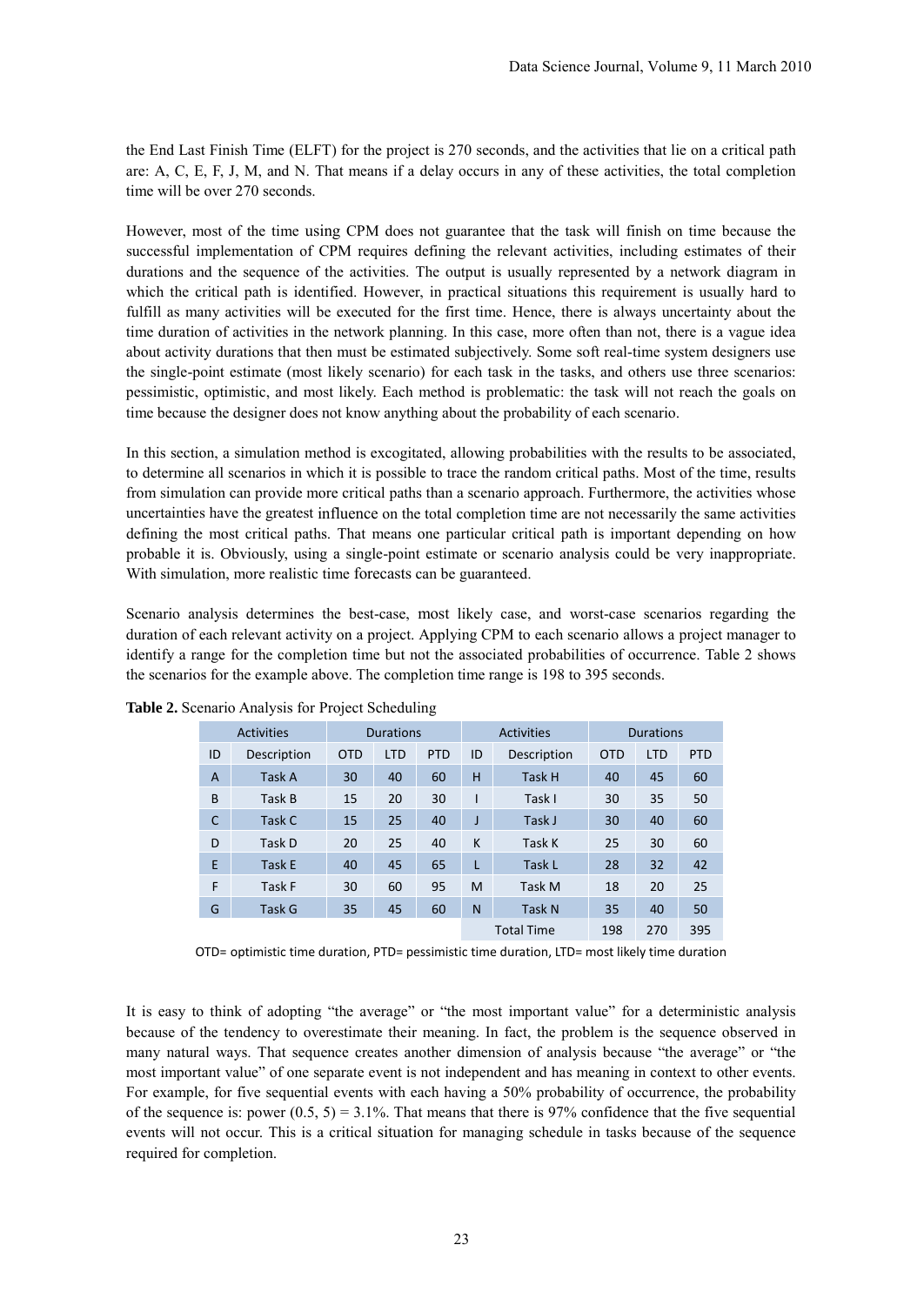the End Last Finish Time (ELFT) for the project is 270 seconds, and the activities that lie on a critical path are: A, C, E, F, J, M, and N. That means if a delay occurs in any of these activities, the total completion time will be over 270 seconds.

However, most of the time using CPM does not guarantee that the task will finish on time because the successful implementation of CPM requires defining the relevant activities, including estimates of their durations and the sequence of the activities. The output is usually represented by a network diagram in which the critical path is identified. However, in practical situations this requirement is usually hard to fulfill as many activities will be executed for the first time. Hence, there is always uncertainty about the time duration of activities in the network planning. In this case, more often than not, there is a vague idea about activity durations that then must be estimated subjectively. Some soft real-time system designers use the single-point estimate (most likely scenario) for each task in the tasks, and others use three scenarios: pessimistic, optimistic, and most likely. Each method is problematic: the task will not reach the goals on time because the designer does not know anything about the probability of each scenario.

In this section, a simulation method is excogitated, allowing probabilities with the results to be associated, to determine all scenarios in which it is possible to trace the random critical paths. Most of the time, results from simulation can provide more critical paths than a scenario approach. Furthermore, the activities whose uncertainties have the greatest influence on the total completion time are not necessarily the same activities defining the most critical paths. That means one particular critical path is important depending on how probable it is. Obviously, using a single-point estimate or scenario analysis could be very inappropriate. With simulation, more realistic time forecasts can be guaranteed.

Scenario analysis determines the best-case, most likely case, and worst-case scenarios regarding the duration of each relevant activity on a project. Applying CPM to each scenario allows a project manager to identify a range for the completion time but not the associated probabilities of occurrence. Table 2 shows the scenarios for the example above. The completion time range is 198 to 395 seconds.

**Table 2.** Scenario Analysis for Project Scheduling

| Activities | | Durations | | | Activities | | Durations | | |
|---|---|---|---|---|---|---|---|---|---|
| ID | Description | OTD | LTD | PTD | ID | Description | OTD | LTD | PTD |
| A | Task A | 30 | 40 | 60 | H | Task H | 40 | 45 | 60 |
| B | Task B | 15 | 20 | 30 | I | Task I | 30 | 35 | 50 |
| C | Task C | 15 | 25 | 40 | J | Task J | 30 | 40 | 60 |
| D | Task D | 20 | 25 | 40 | K | Task K | 25 | 30 | 60 |
| E | Task E | 40 | 45 | 65 | L | Task L | 28 | 32 | 42 |
| F | Task F | 30 | 60 | 95 | M | Task M | 18 | 20 | 25 |
| G | Task G | 35 | 45 | 60 | N | Task N | 35 | 40 | 50 |
| | | | | | | Total Time | 198 | 270 | 395 |

OTD= optimistic time duration, PTD= pessimistic time duration, LTD= most likely time duration

It is easy to think of adopting "the average" or "the most important value" for a deterministic analysis because of the tendency to overestimate their meaning. In fact, the problem is the sequence observed in many natural ways. That sequence creates another dimension of analysis because "the average" or "the most important value" of one separate event is not independent and has meaning in context to other events. For example, for five sequential events with each having a 50% probability of occurrence, the probability of the sequence is: power (0.5, 5) = 3.1%. That means that there is 97% confidence that the five sequential events will not occur. This is a critical situation for managing schedule in tasks because of the sequence required for completion.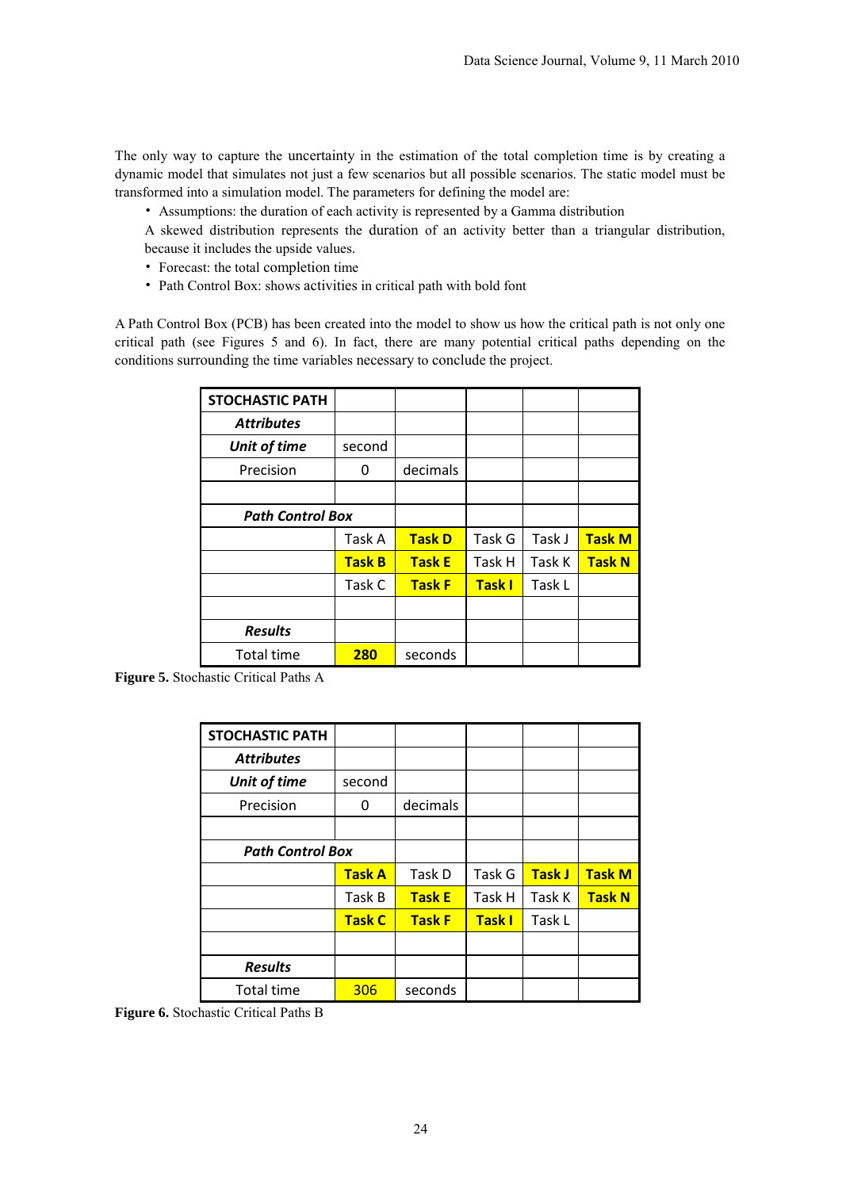The only way to capture the uncertainty in the estimation of the total completion time is by creating a dynamic model that simulates not just a few scenarios but all possible scenarios. The static model must be transformed into a simulation model. The parameters for defining the model are:

- Assumptions: the duration of each activity is represented by a Gamma distribution

  A skewed distribution represents the duration of an activity better than a triangular distribution, because it includes the upside values.
- Forecast: the total completion time
- Path Control Box: shows activities in critical path with bold font

A Path Control Box (PCB) has been created into the model to show us how the critical path is not only one critical path (see Figures 5 and 6). In fact, there are many potential critical paths depending on the conditions surrounding the time variables necessary to conclude the project.

| | | | | | |
|---|---|---|---|---|---|
| **STOCHASTIC PATH** | | | | | |
| ***Attributes*** | | | | | |
| ***Unit of time*** | second | | | | |
| Precision | 0 | decimals | | | |
| | | | | | |
| ***Path Control Box*** | | | | | |
| | Task A | **Task D** | Task G | Task J | **Task M** |
| | **Task B** | **Task E** | Task H | Task K | **Task N** |
| | Task C | **Task F** | **Task I** | Task L | |
| | | | | | |
| ***Results*** | | | | | |
| Total time | **280** | seconds | | | |

**Figure 5.** Stochastic Critical Paths A

| | | | | | |
|---|---|---|---|---|---|
| **STOCHASTIC PATH** | | | | | |
| ***Attributes*** | | | | | |
| ***Unit of time*** | second | | | | |
| Precision | 0 | decimals | | | |
| | | | | | |
| ***Path Control Box*** | | | | | |
| | **Task A** | Task D | Task G | **Task J** | **Task M** |
| | Task B | **Task E** | Task H | Task K | **Task N** |
| | **Task C** | **Task F** | **Task I** | Task L | |
| | | | | | |
| ***Results*** | | | | | |
| Total time | 306 | seconds | | | |

**Figure 6.** Stochastic Critical Paths B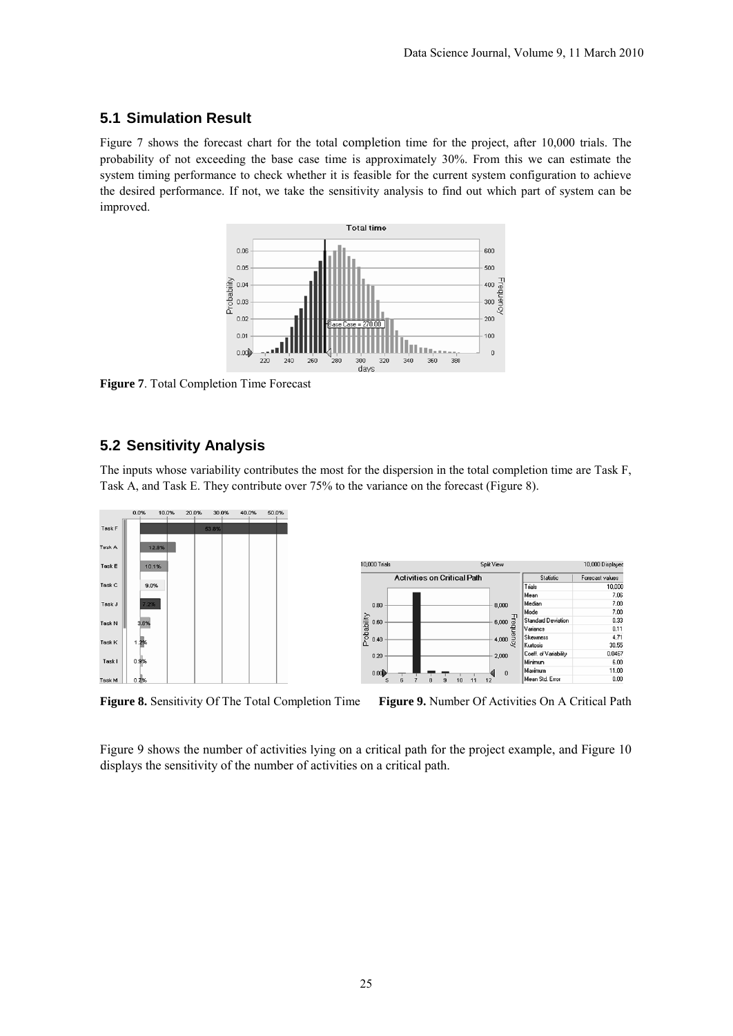## 5.1 Simulation Result

Figure 7 shows the forecast chart for the total completion time for the project, after 10,000 trials. The probability of not exceeding the base case time is approximately 30%. From this we can estimate the system timing performance to check whether it is feasible for the current system configuration to achieve the desired performance. If not, we take the sensitivity analysis to find out which part of system can be improved.

Total time

Probability: 0.00, 0.01, 0.02, 0.03, 0.04, 0.05, 0.06

Frequency: 0, 100, 200, 300, 400, 500, 600

Base Case = 270.00

days: 220, 240, 260, 280, 300, 320, 340, 360, 380

**Figure 7**. Total Completion Time Forecast

## 5.2 Sensitivity Analysis

The inputs whose variability contributes the most for the dispersion in the total completion time are Task F, Task A, and Task E. They contribute over 75% to the variance on the forecast (Figure 8).

0.0% 10.0% 20.0% 30.0% 40.0% 50.0%

Task F 53.8%

Task A 12.9%

Task E 10.1%

Task C 9.0%

Task J 7.2%

Task N 3.6%

Task K 1.2%

Task I 0.9%

Task M 0.7%

**Figure 8.** Sensitivity Of The Total Completion Time

10,000 Trials Split View 10,000 Displayed

Activities on Critical Path

Probability: 0.00, 0.20, 0.40, 0.60, 0.80

Frequency: 0, 2,000, 4,000, 6,000, 8,000

5 6 7 8 9 10 11 12

| Statistic | Forecast values |
|---|---|
| Trials | 10,000 |
| Mean | 7.06 |
| Median | 7.00 |
| Mode | 7.00 |
| Standard Deviation | 0.33 |
| Variance | 0.11 |
| Skewness | 4.71 |
| Kurtosis | 30.55 |
| Coeff. of Variability | 0.0467 |
| Minimum | 6.00 |
| Maximum | 11.00 |
| Mean Std. Error | 0.00 |

**Figure 9.** Number Of Activities On A Critical Path

Figure 9 shows the number of activities lying on a critical path for the project example, and Figure 10 displays the sensitivity of the number of activities on a critical path.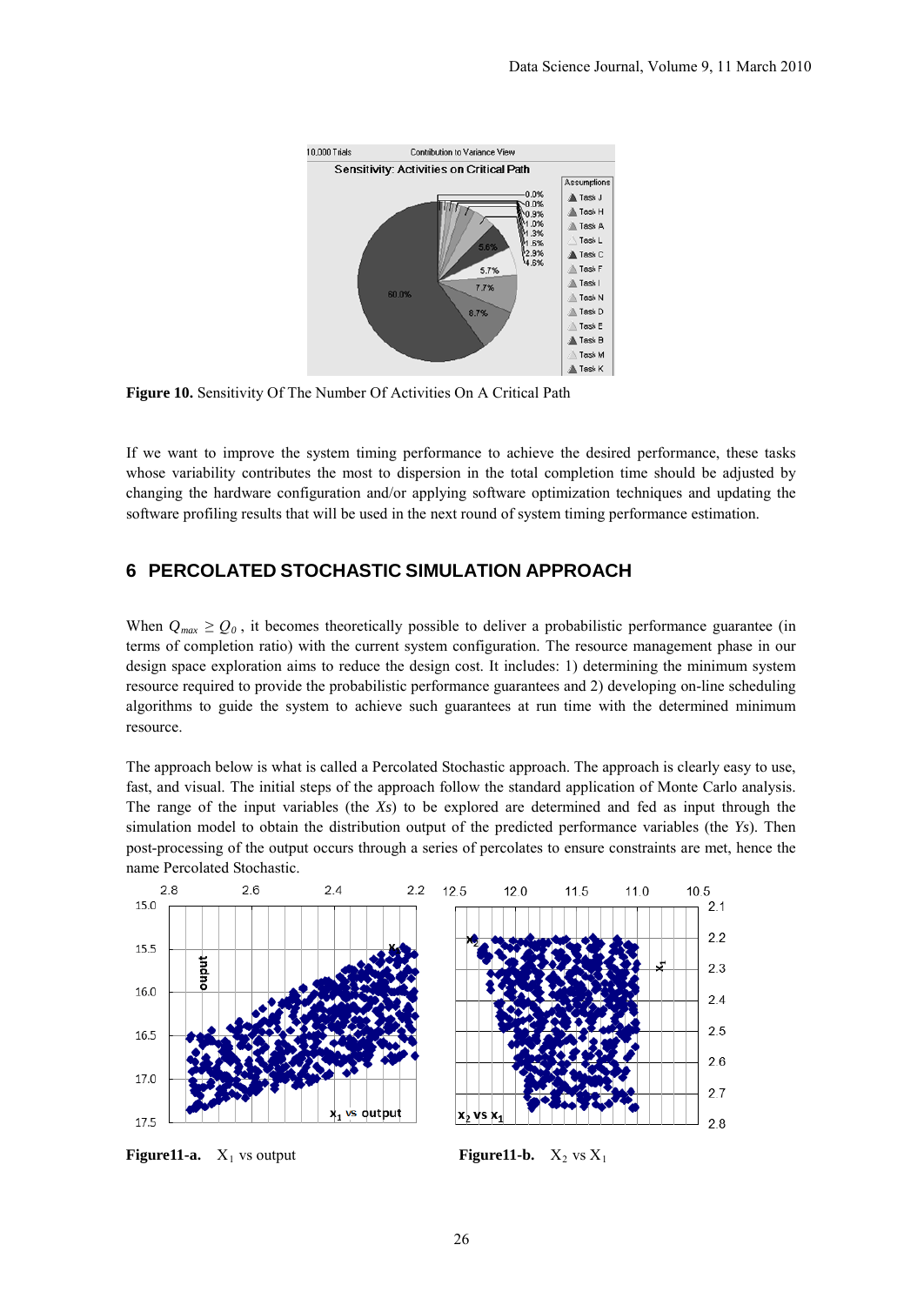10,000 Trials

Contribution to Variance View

Sensitivity: Activities on Critical Path

0.0%
0.0%
0.9%
1.0%
1.3%
1.5%
2.9%
4.6%
5.6%
5.7%
7.7%
8.7%
60.0%

Assumptions
Task J
Task H
Task A
Task L
Task C
Task F
Task I
Task N
Task D
Task E
Task B
Task M
Task K

**Figure 10.** Sensitivity Of The Number Of Activities On A Critical Path

If we want to improve the system timing performance to achieve the desired performance, these tasks whose variability contributes the most to dispersion in the total completion time should be adjusted by changing the hardware configuration and/or applying software optimization techniques and updating the software profiling results that will be used in the next round of system timing performance estimation.

## 6 PERCOLATED STOCHASTIC SIMULATION APPROACH

When $Q_{max} \geq Q_0$ , it becomes theoretically possible to deliver a probabilistic performance guarantee (in terms of completion ratio) with the current system configuration. The resource management phase in our design space exploration aims to reduce the design cost. It includes: 1) determining the minimum system resource required to provide the probabilistic performance guarantees and 2) developing on-line scheduling algorithms to guide the system to achieve such guarantees at run time with the determined minimum resource.

The approach below is what is called a Percolated Stochastic approach. The approach is clearly easy to use, fast, and visual. The initial steps of the approach follow the standard application of Monte Carlo analysis. The range of the input variables (the *Xs*) to be explored are determined and fed as input through the simulation model to obtain the distribution output of the predicted performance variables (the *Ys*). Then post-processing of the output occurs through a series of percolates to ensure constraints are met, hence the name Percolated Stochastic.

2.8
2.6
2.4
2.2
15.0
15.5
16.0
16.5
17.0
17.5
ouput
$x_1$ vs output

12.5
12.0
11.5
11.0
10.5
2.1
2.2
2.3
2.4
2.5
2.6
2.7
2.8
$x_2$
$x_1$
$x_2$ vs $x_1$

**Figure11-a.** $X_1$ vs output

**Figure11-b.** $X_2$ vs $X_1$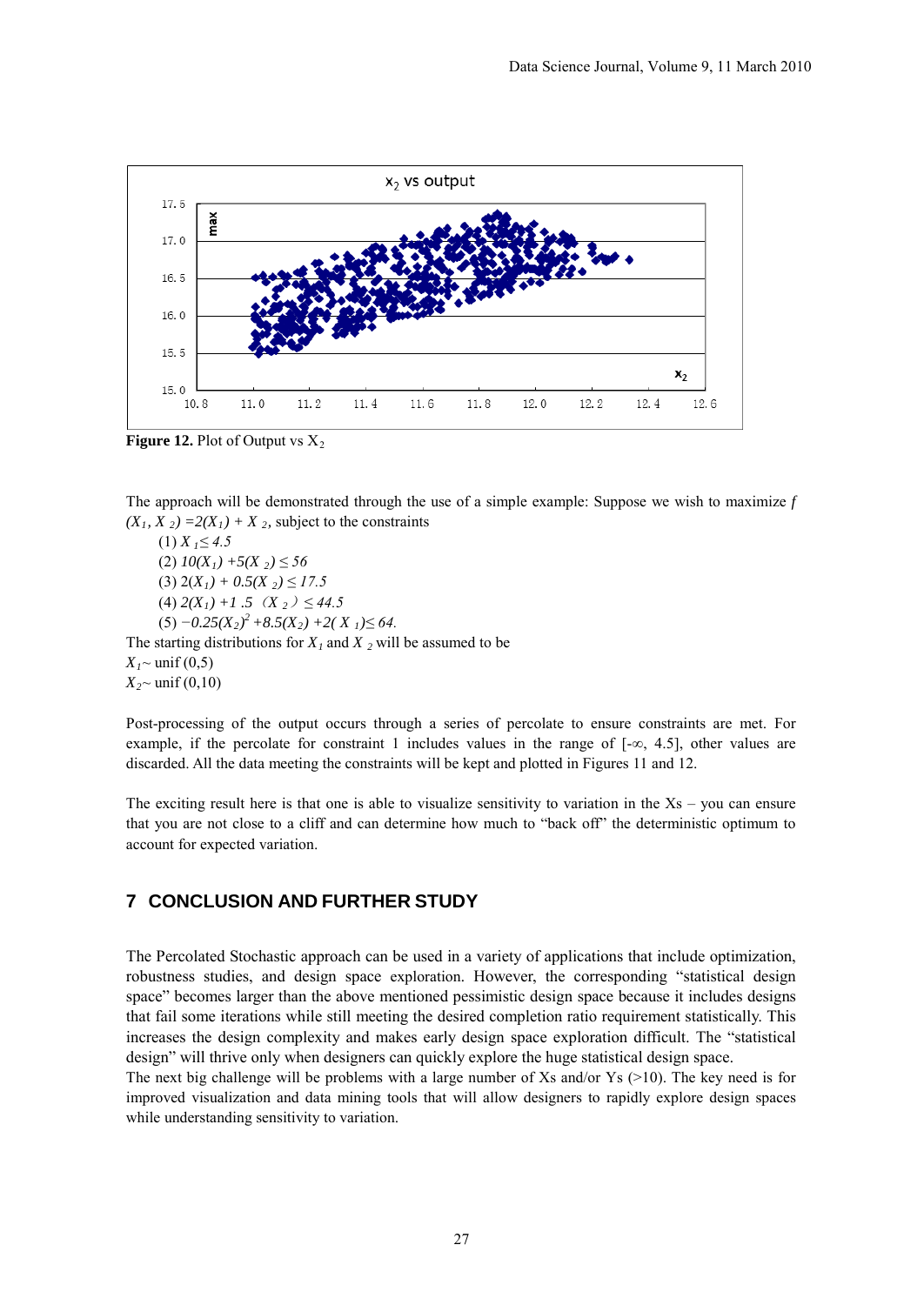x$_2$ vs output

17.5
17.0
16.5
16.0
15.5
15.0

max

10.8 11.0 11.2 11.4 11.6 11.8 12.0 12.2 12.4 12.6

x$_2$

**Figure 12.** Plot of Output vs $X_2$

The approach will be demonstrated through the use of a simple example: Suppose we wish to maximize $f(X_1, X_2) = 2(X_1) + X_2$, subject to the constraints

(1) $X_1 \leq 4.5$
(2) $10(X_1) + 5(X_2) \leq 56$
(3) $2(X_1) + 0.5(X_2) \leq 17.5$
(4) $2(X_1) + 1.5(X_2) \leq 44.5$
(5) $-0.25(X_2)^2 + 8.5(X_2) + 2(X_1) \leq 64$.

The starting distributions for $X_1$ and $X_2$ will be assumed to be
$X_1 \sim$ unif (0,5)
$X_2 \sim$ unif (0,10)

Post-processing of the output occurs through a series of percolate to ensure constraints are met. For example, if the percolate for constraint 1 includes values in the range of [-∞, 4.5], other values are discarded. All the data meeting the constraints will be kept and plotted in Figures 11 and 12.

The exciting result here is that one is able to visualize sensitivity to variation in the Xs – you can ensure that you are not close to a cliff and can determine how much to "back off" the deterministic optimum to account for expected variation.

## 7 CONCLUSION AND FURTHER STUDY

The Percolated Stochastic approach can be used in a variety of applications that include optimization, robustness studies, and design space exploration. However, the corresponding "statistical design space" becomes larger than the above mentioned pessimistic design space because it includes designs that fail some iterations while still meeting the desired completion ratio requirement statistically. This increases the design complexity and makes early design space exploration difficult. The "statistical design" will thrive only when designers can quickly explore the huge statistical design space.
The next big challenge will be problems with a large number of Xs and/or Ys (>10). The key need is for improved visualization and data mining tools that will allow designers to rapidly explore design spaces while understanding sensitivity to variation.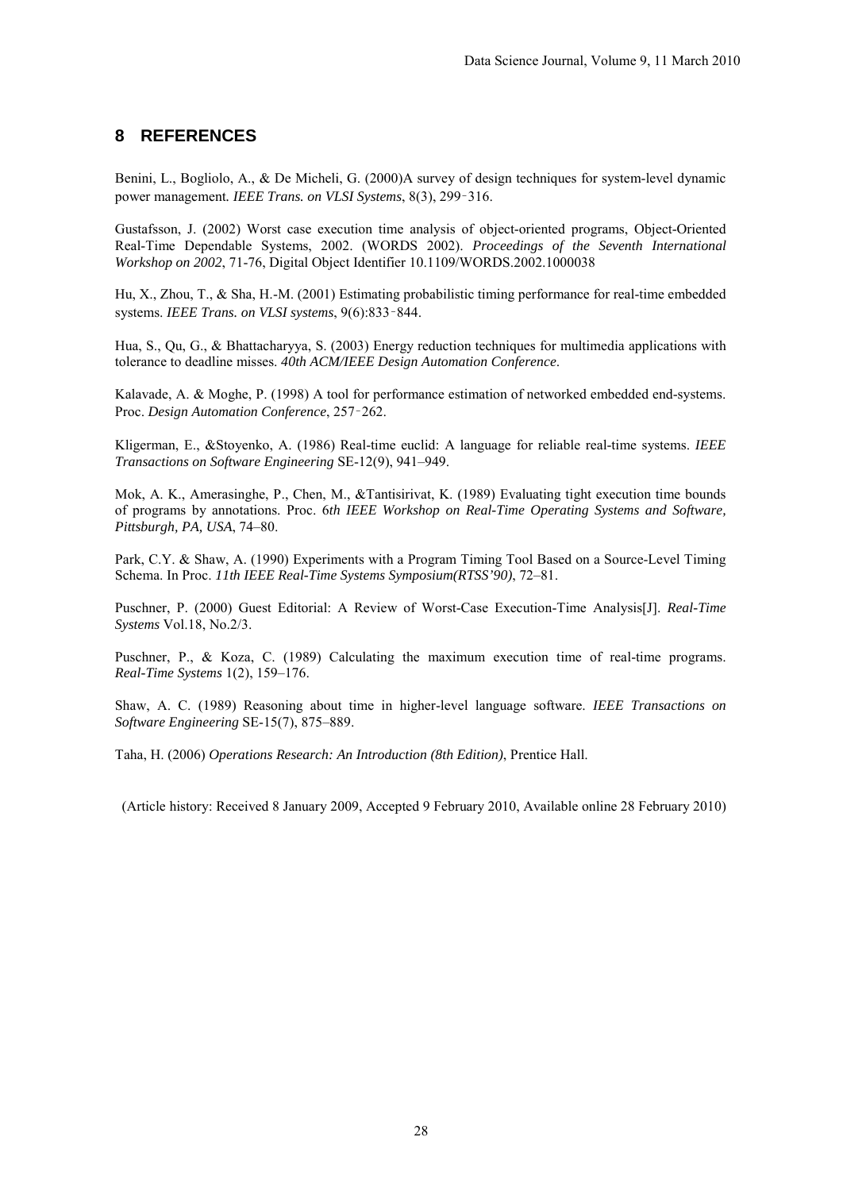## 8 REFERENCES

Benini, L., Bogliolo, A., & De Micheli, G. (2000)A survey of design techniques for system-level dynamic power management. *IEEE Trans. on VLSI Systems*, 8(3), 299‑316.

Gustafsson, J. (2002) Worst case execution time analysis of object-oriented programs, Object-Oriented Real-Time Dependable Systems, 2002. (WORDS 2002). *Proceedings of the Seventh International Workshop on 2002*, 71-76, Digital Object Identifier 10.1109/WORDS.2002.1000038

Hu, X., Zhou, T., & Sha, H.-M. (2001) Estimating probabilistic timing performance for real-time embedded systems. *IEEE Trans. on VLSI systems*, 9(6):833‑844.

Hua, S., Qu, G., & Bhattacharyya, S. (2003) Energy reduction techniques for multimedia applications with tolerance to deadline misses. *40th ACM/IEEE Design Automation Conference*.

Kalavade, A. & Moghe, P. (1998) A tool for performance estimation of networked embedded end-systems. Proc. *Design Automation Conference*, 257‑262.

Kligerman, E., &Stoyenko, A. (1986) Real-time euclid: A language for reliable real-time systems. *IEEE Transactions on Software Engineering* SE-12(9), 941–949.

Mok, A. K., Amerasinghe, P., Chen, M., &Tantisirivat, K. (1989) Evaluating tight execution time bounds of programs by annotations. Proc. *6th IEEE Workshop on Real-Time Operating Systems and Software, Pittsburgh, PA, USA*, 74–80.

Park, C.Y. & Shaw, A. (1990) Experiments with a Program Timing Tool Based on a Source-Level Timing Schema. In Proc. *11th IEEE Real-Time Systems Symposium(RTSS'90)*, 72–81.

Puschner, P. (2000) Guest Editorial: A Review of Worst-Case Execution-Time Analysis[J]. *Real-Time Systems* Vol.18, No.2/3.

Puschner, P., & Koza, C. (1989) Calculating the maximum execution time of real-time programs. *Real-Time Systems* 1(2), 159–176.

Shaw, A. C. (1989) Reasoning about time in higher-level language software. *IEEE Transactions on Software Engineering* SE-15(7), 875–889.

Taha, H. (2006) *Operations Research: An Introduction (8th Edition)*, Prentice Hall.

(Article history: Received 8 January 2009, Accepted 9 February 2010, Available online 28 February 2010)